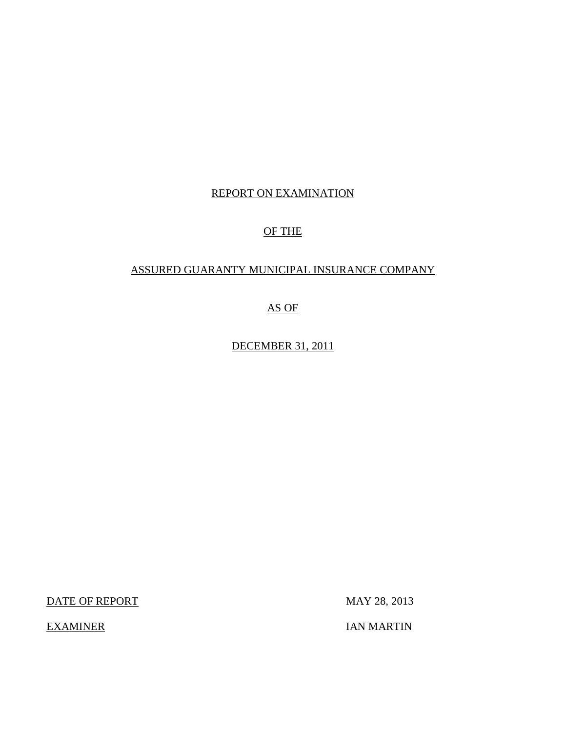# REPORT ON EXAMINATION

# OF THE

# ASSURED GUARANTY MUNICIPAL INSURANCE COMPANY

# AS OF

# DECEMBER 31, 2011

DATE OF REPORT MAY 28, 2013

EXAMINER IAN MARTIN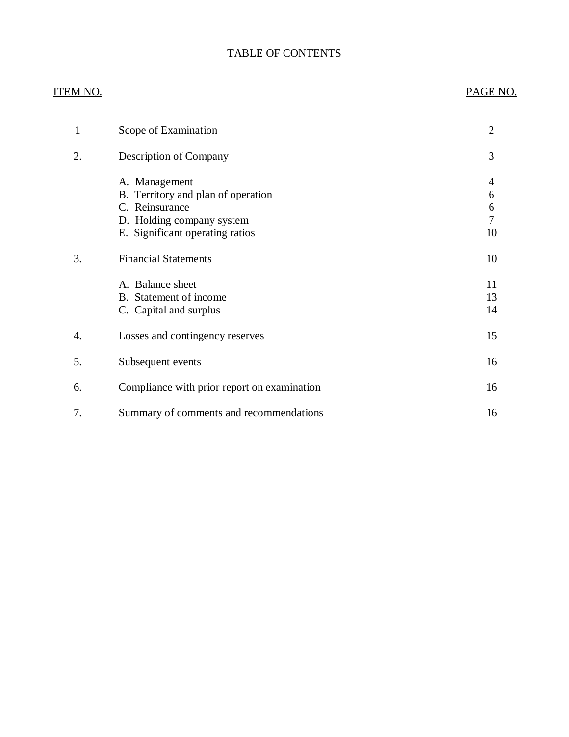# TABLE OF CONTENTS

| ITEM NO. | | PAGE NO. |
|---|---|---|
| 1 | Scope of Examination | 2 |
| 2. | Description of Company | 3 |
| | A. Management | 4 |
| | B. Territory and plan of operation | 6 |
| | C. Reinsurance | 6 |
| | D. Holding company system | 7 |
| | E. Significant operating ratios | 10 |
| 3. | Financial Statements | 10 |
| | A. Balance sheet | 11 |
| | B. Statement of income | 13 |
| | C. Capital and surplus | 14 |
| 4. | Losses and contingency reserves | 15 |
| 5. | Subsequent events | 16 |
| 6. | Compliance with prior report on examination | 16 |
| 7. | Summary of comments and recommendations | 16 |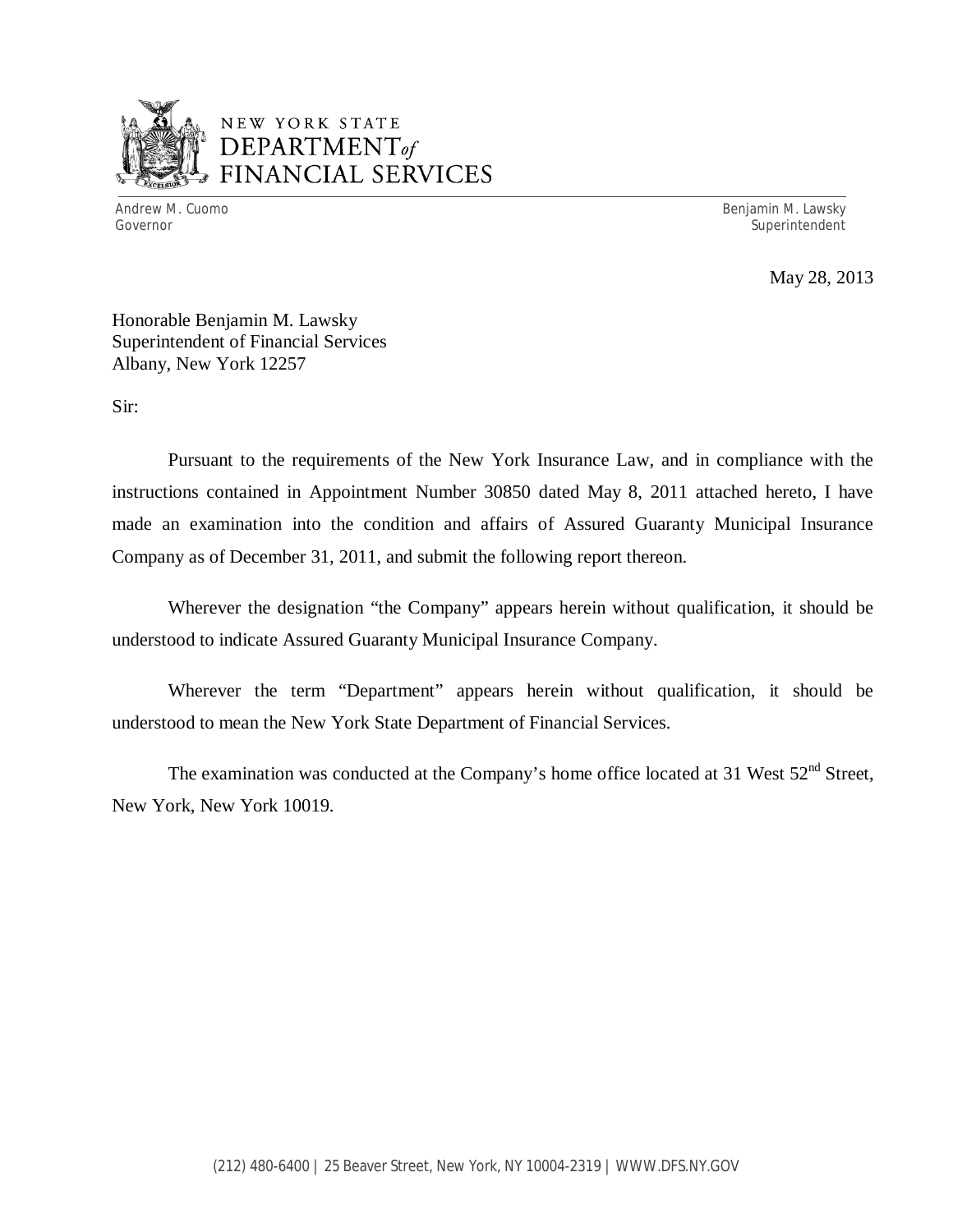NEW YORK STATE
DEPARTMENT *of*
FINANCIAL SERVICES

Andrew M. Cuomo
Governor

Benjamin M. Lawsky
Superintendent

May 28, 2013

Honorable Benjamin M. Lawsky
Superintendent of Financial Services
Albany, New York 12257

Sir:

Pursuant to the requirements of the New York Insurance Law, and in compliance with the instructions contained in Appointment Number 30850 dated May 8, 2011 attached hereto, I have made an examination into the condition and affairs of Assured Guaranty Municipal Insurance Company as of December 31, 2011, and submit the following report thereon.

Wherever the designation "the Company" appears herein without qualification, it should be understood to indicate Assured Guaranty Municipal Insurance Company.

Wherever the term "Department" appears herein without qualification, it should be understood to mean the New York State Department of Financial Services.

The examination was conducted at the Company's home office located at 31 West 52nd Street, New York, New York 10019.

(212) 480-6400 | 25 Beaver Street, New York, NY 10004-2319 | WWW.DFS.NY.GOV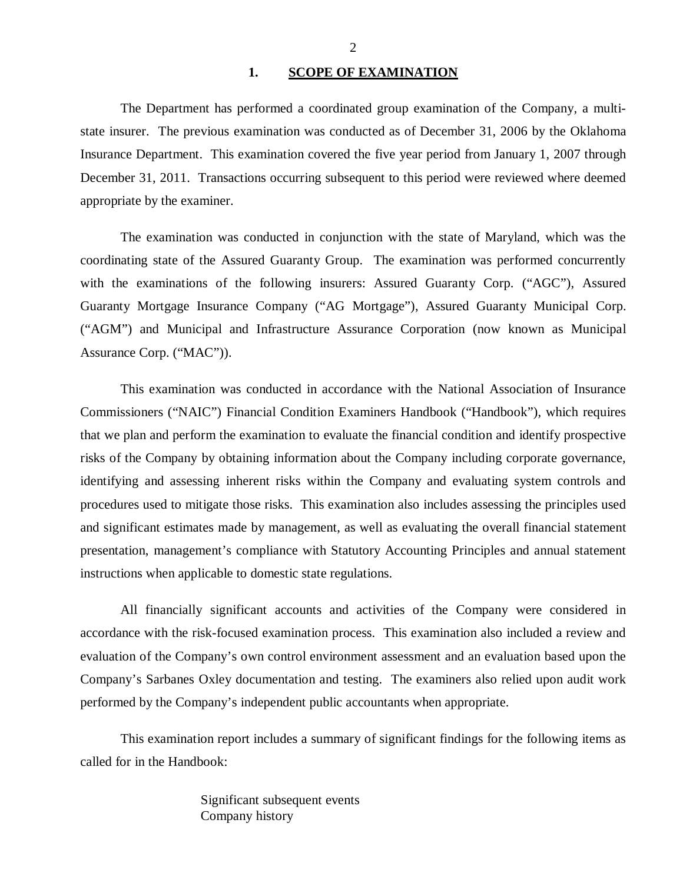## 1. SCOPE OF EXAMINATION

The Department has performed a coordinated group examination of the Company, a multi-state insurer. The previous examination was conducted as of December 31, 2006 by the Oklahoma Insurance Department. This examination covered the five year period from January 1, 2007 through December 31, 2011. Transactions occurring subsequent to this period were reviewed where deemed appropriate by the examiner.

The examination was conducted in conjunction with the state of Maryland, which was the coordinating state of the Assured Guaranty Group. The examination was performed concurrently with the examinations of the following insurers: Assured Guaranty Corp. ("AGC"), Assured Guaranty Mortgage Insurance Company ("AG Mortgage"), Assured Guaranty Municipal Corp. ("AGM") and Municipal and Infrastructure Assurance Corporation (now known as Municipal Assurance Corp. ("MAC")).

This examination was conducted in accordance with the National Association of Insurance Commissioners ("NAIC") Financial Condition Examiners Handbook ("Handbook"), which requires that we plan and perform the examination to evaluate the financial condition and identify prospective risks of the Company by obtaining information about the Company including corporate governance, identifying and assessing inherent risks within the Company and evaluating system controls and procedures used to mitigate those risks. This examination also includes assessing the principles used and significant estimates made by management, as well as evaluating the overall financial statement presentation, management's compliance with Statutory Accounting Principles and annual statement instructions when applicable to domestic state regulations.

All financially significant accounts and activities of the Company were considered in accordance with the risk-focused examination process. This examination also included a review and evaluation of the Company's own control environment assessment and an evaluation based upon the Company's Sarbanes Oxley documentation and testing. The examiners also relied upon audit work performed by the Company's independent public accountants when appropriate.

This examination report includes a summary of significant findings for the following items as called for in the Handbook:

Significant subsequent events
Company history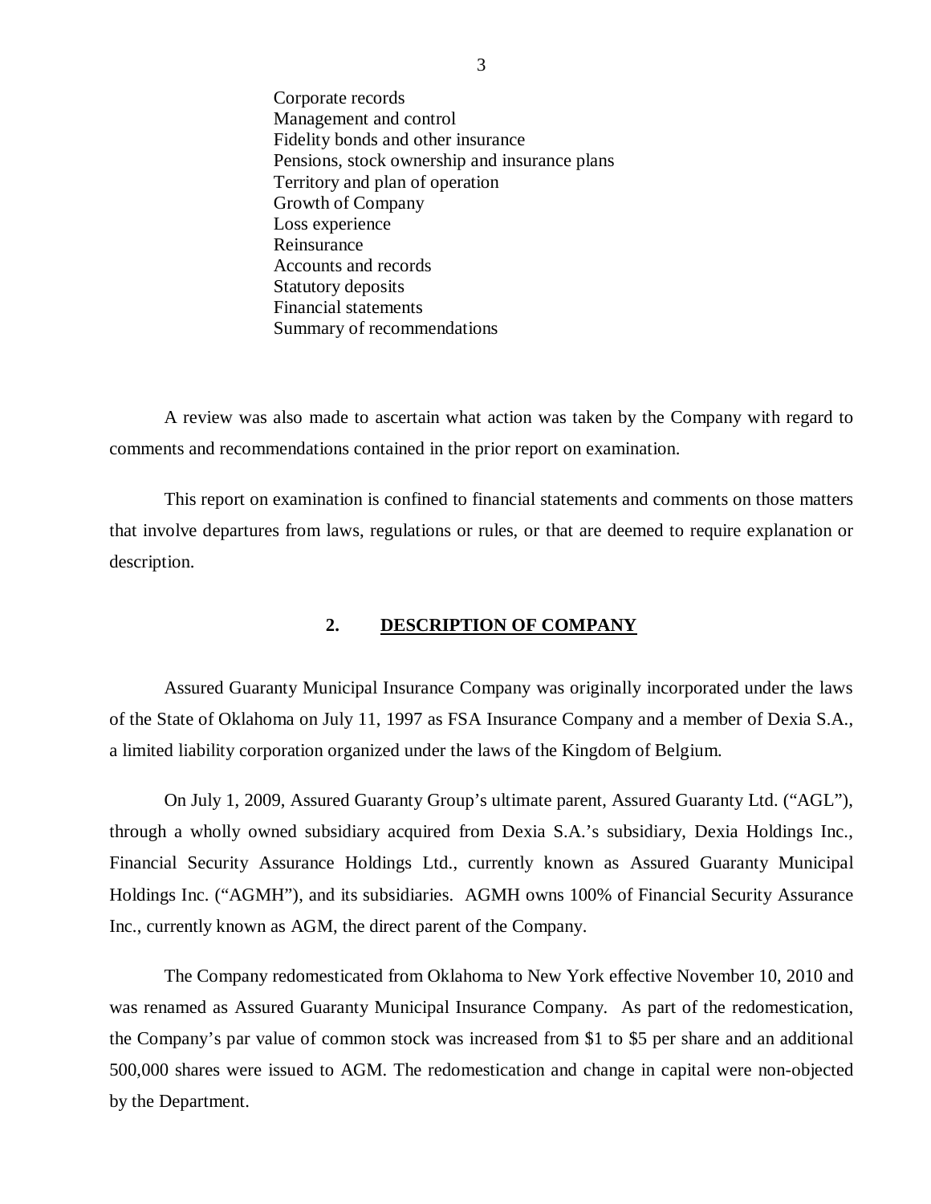Corporate records
Management and control
Fidelity bonds and other insurance
Pensions, stock ownership and insurance plans
Territory and plan of operation
Growth of Company
Loss experience
Reinsurance
Accounts and records
Statutory deposits
Financial statements
Summary of recommendations

A review was also made to ascertain what action was taken by the Company with regard to comments and recommendations contained in the prior report on examination.

This report on examination is confined to financial statements and comments on those matters that involve departures from laws, regulations or rules, or that are deemed to require explanation or description.

## 2. DESCRIPTION OF COMPANY

Assured Guaranty Municipal Insurance Company was originally incorporated under the laws of the State of Oklahoma on July 11, 1997 as FSA Insurance Company and a member of Dexia S.A., a limited liability corporation organized under the laws of the Kingdom of Belgium.

On July 1, 2009, Assured Guaranty Group's ultimate parent, Assured Guaranty Ltd. ("AGL"), through a wholly owned subsidiary acquired from Dexia S.A.'s subsidiary, Dexia Holdings Inc., Financial Security Assurance Holdings Ltd., currently known as Assured Guaranty Municipal Holdings Inc. ("AGMH"), and its subsidiaries. AGMH owns 100% of Financial Security Assurance Inc., currently known as AGM, the direct parent of the Company.

The Company redomesticated from Oklahoma to New York effective November 10, 2010 and was renamed as Assured Guaranty Municipal Insurance Company. As part of the redomestication, the Company's par value of common stock was increased from $1 to $5 per share and an additional 500,000 shares were issued to AGM. The redomestication and change in capital were non-objected by the Department.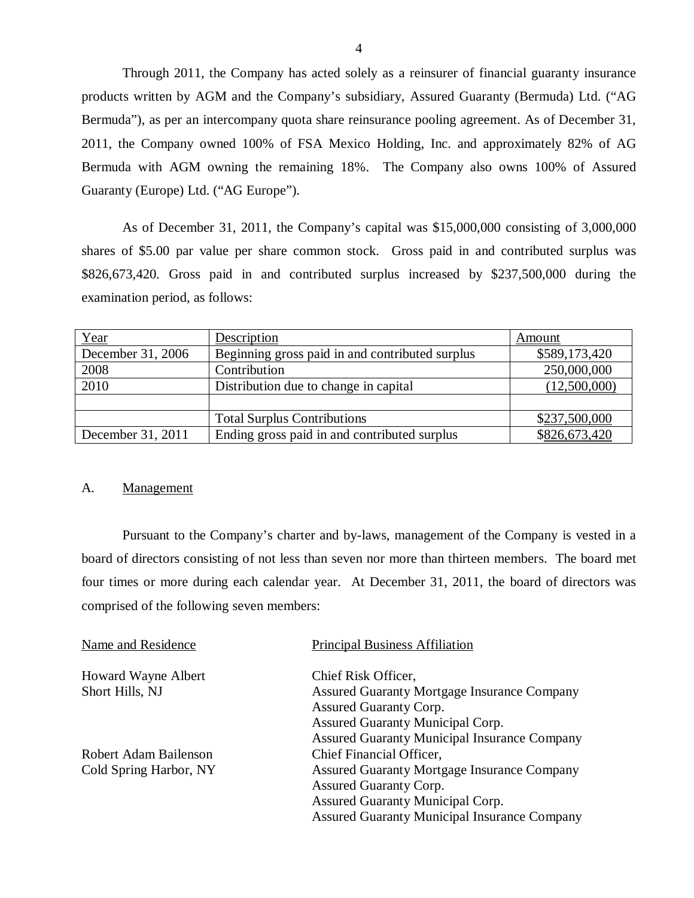Through 2011, the Company has acted solely as a reinsurer of financial guaranty insurance products written by AGM and the Company's subsidiary, Assured Guaranty (Bermuda) Ltd. ("AG Bermuda"), as per an intercompany quota share reinsurance pooling agreement. As of December 31, 2011, the Company owned 100% of FSA Mexico Holding, Inc. and approximately 82% of AG Bermuda with AGM owning the remaining 18%. The Company also owns 100% of Assured Guaranty (Europe) Ltd. ("AG Europe").

As of December 31, 2011, the Company's capital was $15,000,000 consisting of 3,000,000 shares of $5.00 par value per share common stock. Gross paid in and contributed surplus was $826,673,420. Gross paid in and contributed surplus increased by $237,500,000 during the examination period, as follows:

| Year | Description | Amount |
|---|---|---|
| December 31, 2006 | Beginning gross paid in and contributed surplus | $589,173,420 |
| 2008 | Contribution | 250,000,000 |
| 2010 | Distribution due to change in capital | (12,500,000) |
| | | |
| | Total Surplus Contributions | $237,500,000 |
| December 31, 2011 | Ending gross paid in and contributed surplus | $826,673,420 |

## A. Management

Pursuant to the Company's charter and by-laws, management of the Company is vested in a board of directors consisting of not less than seven nor more than thirteen members. The board met four times or more during each calendar year. At December 31, 2011, the board of directors was comprised of the following seven members:

| Name and Residence | Principal Business Affiliation |
|---|---|
| Howard Wayne Albert<br>Short Hills, NJ | Chief Risk Officer,<br>Assured Guaranty Mortgage Insurance Company<br>Assured Guaranty Corp.<br>Assured Guaranty Municipal Corp.<br>Assured Guaranty Municipal Insurance Company |
| Robert Adam Bailenson<br>Cold Spring Harbor, NY | Chief Financial Officer,<br>Assured Guaranty Mortgage Insurance Company<br>Assured Guaranty Corp.<br>Assured Guaranty Municipal Corp.<br>Assured Guaranty Municipal Insurance Company |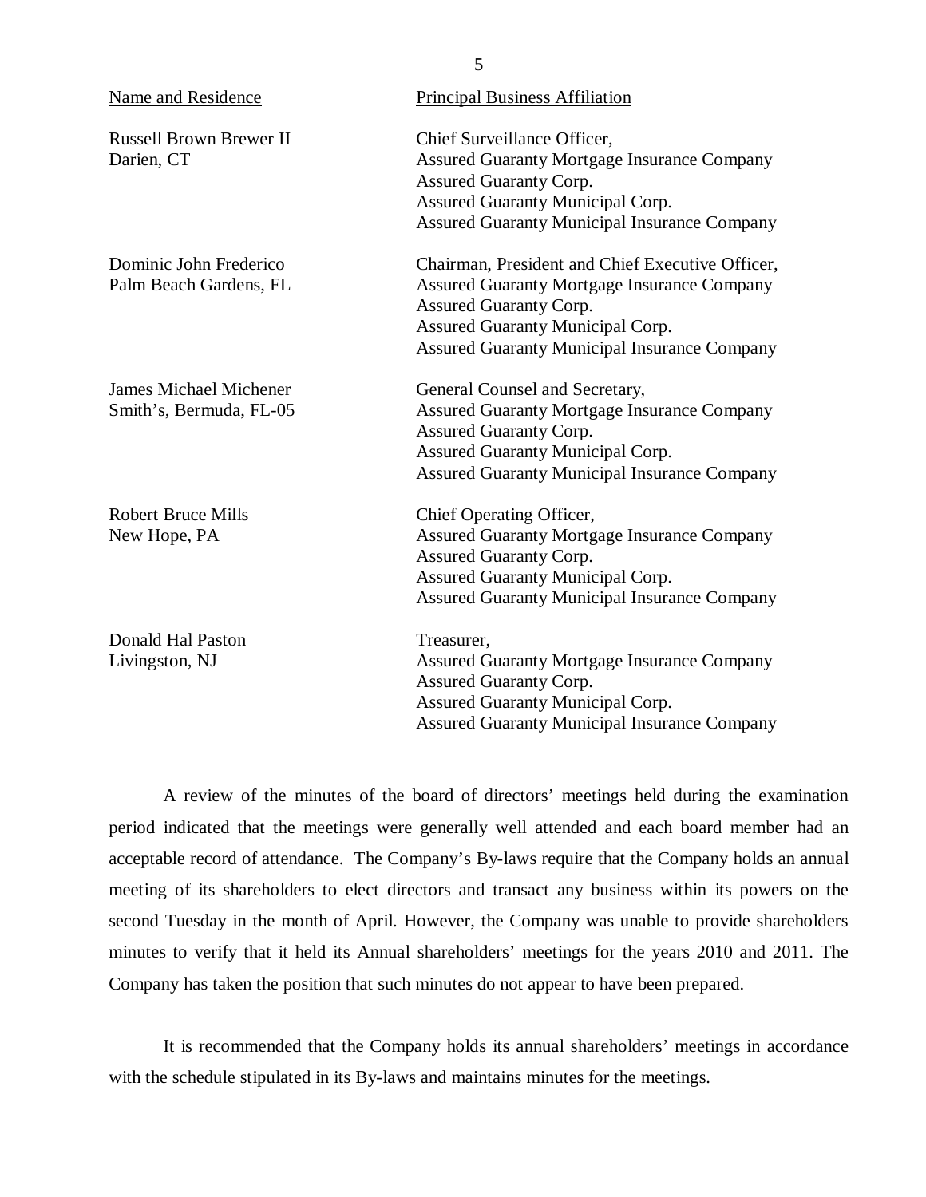| Name and Residence | Principal Business Affiliation |
|---|---|
| Russell Brown Brewer II<br>Darien, CT | Chief Surveillance Officer,<br>Assured Guaranty Mortgage Insurance Company<br>Assured Guaranty Corp.<br>Assured Guaranty Municipal Corp.<br>Assured Guaranty Municipal Insurance Company |
| Dominic John Frederico<br>Palm Beach Gardens, FL | Chairman, President and Chief Executive Officer,<br>Assured Guaranty Mortgage Insurance Company<br>Assured Guaranty Corp.<br>Assured Guaranty Municipal Corp.<br>Assured Guaranty Municipal Insurance Company |
| James Michael Michener<br>Smith's, Bermuda, FL-05 | General Counsel and Secretary,<br>Assured Guaranty Mortgage Insurance Company<br>Assured Guaranty Corp.<br>Assured Guaranty Municipal Corp.<br>Assured Guaranty Municipal Insurance Company |
| Robert Bruce Mills<br>New Hope, PA | Chief Operating Officer,<br>Assured Guaranty Mortgage Insurance Company<br>Assured Guaranty Corp.<br>Assured Guaranty Municipal Corp.<br>Assured Guaranty Municipal Insurance Company |
| Donald Hal Paston<br>Livingston, NJ | Treasurer,<br>Assured Guaranty Mortgage Insurance Company<br>Assured Guaranty Corp.<br>Assured Guaranty Municipal Corp.<br>Assured Guaranty Municipal Insurance Company |

A review of the minutes of the board of directors' meetings held during the examination period indicated that the meetings were generally well attended and each board member had an acceptable record of attendance. The Company's By-laws require that the Company holds an annual meeting of its shareholders to elect directors and transact any business within its powers on the second Tuesday in the month of April. However, the Company was unable to provide shareholders minutes to verify that it held its Annual shareholders' meetings for the years 2010 and 2011. The Company has taken the position that such minutes do not appear to have been prepared.

It is recommended that the Company holds its annual shareholders' meetings in accordance with the schedule stipulated in its By-laws and maintains minutes for the meetings.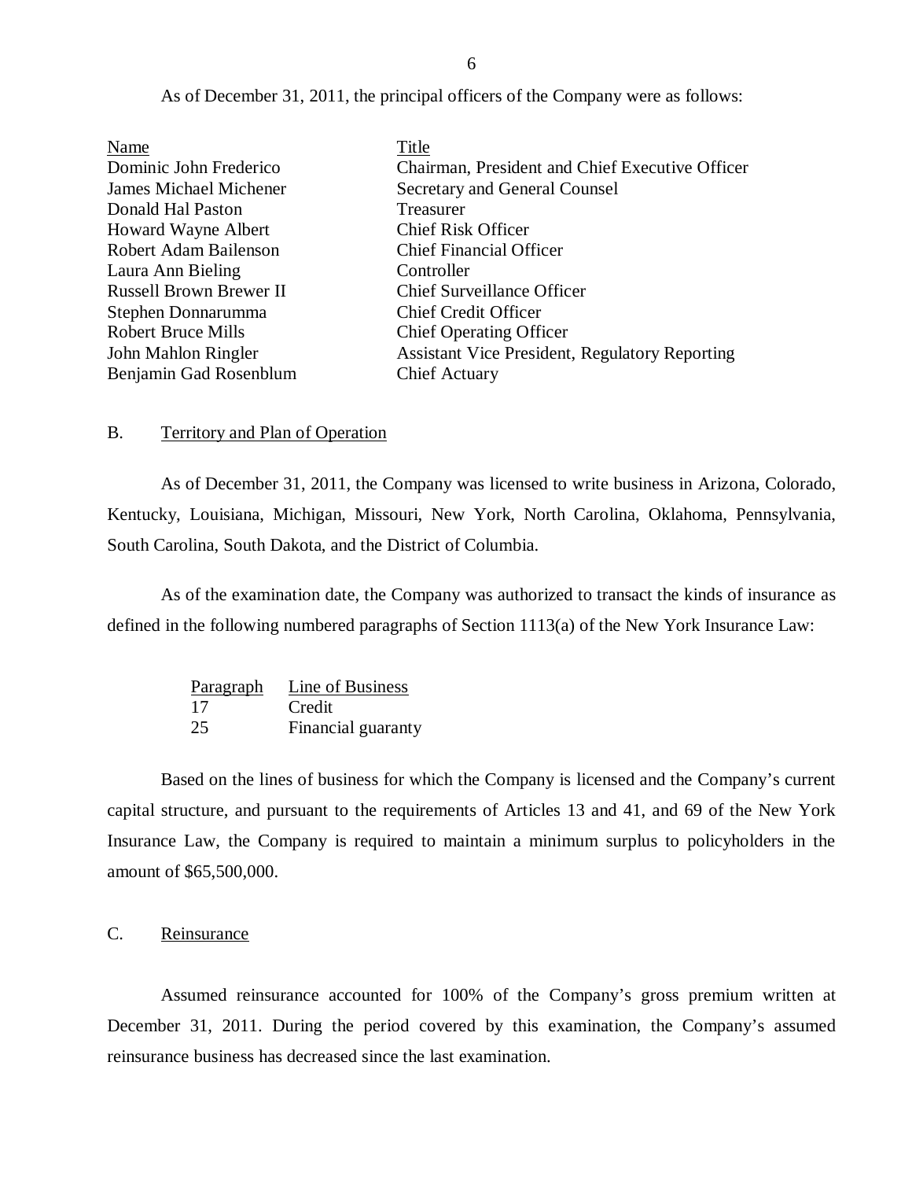As of December 31, 2011, the principal officers of the Company were as follows:

| Name | Title |
|---|---|
| Dominic John Frederico | Chairman, President and Chief Executive Officer |
| James Michael Michener | Secretary and General Counsel |
| Donald Hal Paston | Treasurer |
| Howard Wayne Albert | Chief Risk Officer |
| Robert Adam Bailenson | Chief Financial Officer |
| Laura Ann Bieling | Controller |
| Russell Brown Brewer II | Chief Surveillance Officer |
| Stephen Donnarumma | Chief Credit Officer |
| Robert Bruce Mills | Chief Operating Officer |
| John Mahlon Ringler | Assistant Vice President, Regulatory Reporting |
| Benjamin Gad Rosenblum | Chief Actuary |

## B. Territory and Plan of Operation

As of December 31, 2011, the Company was licensed to write business in Arizona, Colorado, Kentucky, Louisiana, Michigan, Missouri, New York, North Carolina, Oklahoma, Pennsylvania, South Carolina, South Dakota, and the District of Columbia.

As of the examination date, the Company was authorized to transact the kinds of insurance as defined in the following numbered paragraphs of Section 1113(a) of the New York Insurance Law:

| Paragraph | Line of Business |
|---|---|
| 17 | Credit |
| 25 | Financial guaranty |

Based on the lines of business for which the Company is licensed and the Company's current capital structure, and pursuant to the requirements of Articles 13 and 41, and 69 of the New York Insurance Law, the Company is required to maintain a minimum surplus to policyholders in the amount of $65,500,000.

## C. Reinsurance

Assumed reinsurance accounted for 100% of the Company's gross premium written at December 31, 2011. During the period covered by this examination, the Company's assumed reinsurance business has decreased since the last examination.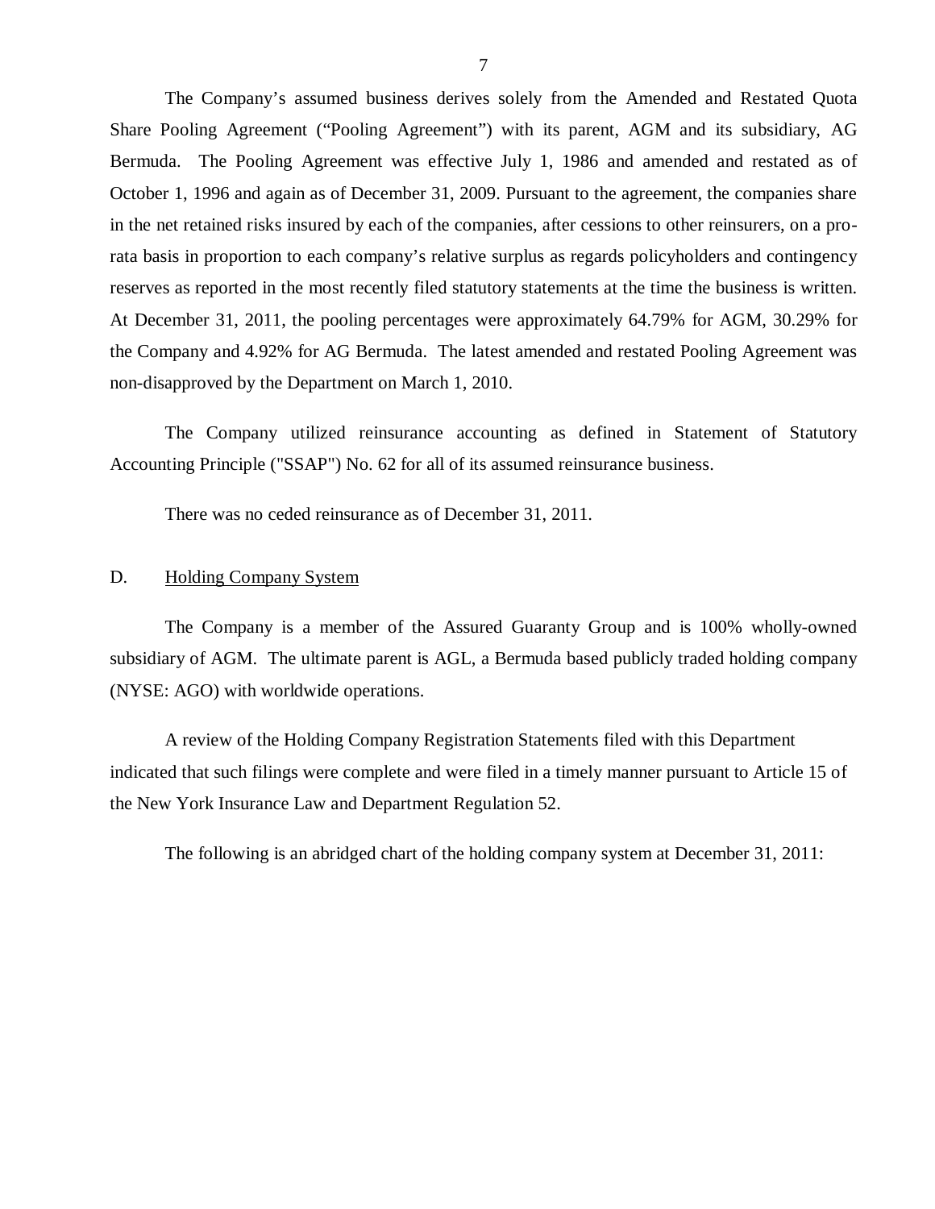The Company's assumed business derives solely from the Amended and Restated Quota Share Pooling Agreement ("Pooling Agreement") with its parent, AGM and its subsidiary, AG Bermuda. The Pooling Agreement was effective July 1, 1986 and amended and restated as of October 1, 1996 and again as of December 31, 2009. Pursuant to the agreement, the companies share in the net retained risks insured by each of the companies, after cessions to other reinsurers, on a pro-rata basis in proportion to each company's relative surplus as regards policyholders and contingency reserves as reported in the most recently filed statutory statements at the time the business is written. At December 31, 2011, the pooling percentages were approximately 64.79% for AGM, 30.29% for the Company and 4.92% for AG Bermuda. The latest amended and restated Pooling Agreement was non-disapproved by the Department on March 1, 2010.

The Company utilized reinsurance accounting as defined in Statement of Statutory Accounting Principle ("SSAP") No. 62 for all of its assumed reinsurance business.

There was no ceded reinsurance as of December 31, 2011.

## D. Holding Company System

The Company is a member of the Assured Guaranty Group and is 100% wholly-owned subsidiary of AGM. The ultimate parent is AGL, a Bermuda based publicly traded holding company (NYSE: AGO) with worldwide operations.

A review of the Holding Company Registration Statements filed with this Department indicated that such filings were complete and were filed in a timely manner pursuant to Article 15 of the New York Insurance Law and Department Regulation 52.

The following is an abridged chart of the holding company system at December 31, 2011: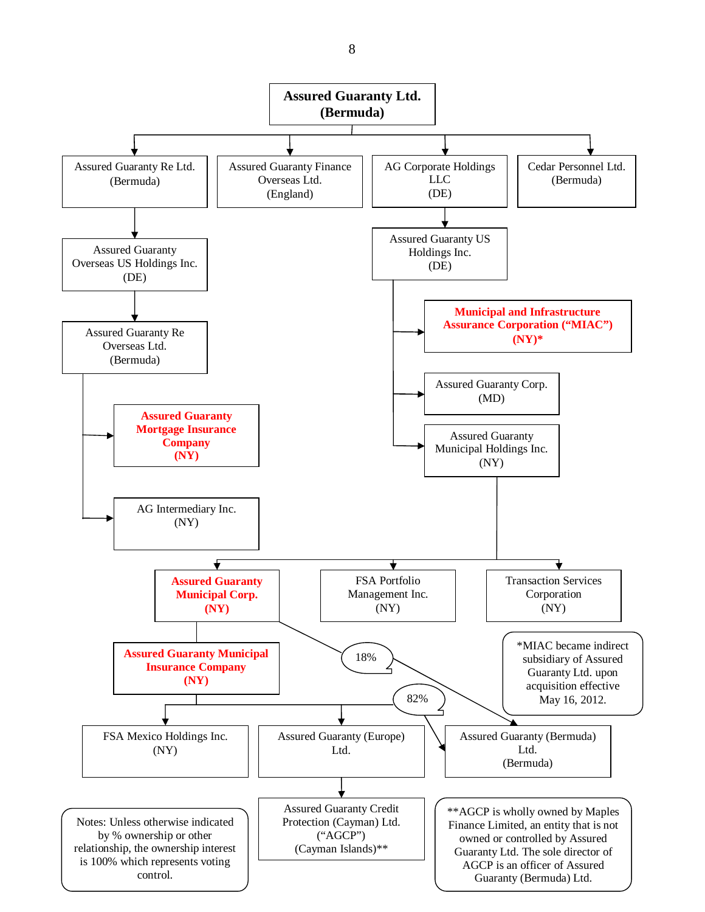**Assured Guaranty Ltd. (Bermuda)**

- Assured Guaranty Re Ltd. (Bermuda)
  - Assured Guaranty Overseas US Holdings Inc. (DE)
    - Assured Guaranty Re Overseas Ltd. (Bermuda)
      - **Assured Guaranty Mortgage Insurance Company (NY)**
      - AG Intermediary Inc. (NY)
- Assured Guaranty Finance Overseas Ltd. (England)
- AG Corporate Holdings LLC (DE)
  - Assured Guaranty US Holdings Inc. (DE)
    - **Municipal and Infrastructure Assurance Corporation (“MIAC”) (NY)***
    - Assured Guaranty Corp. (MD)
    - Assured Guaranty Municipal Holdings Inc. (NY)
      - **Assured Guaranty Municipal Corp. (NY)**
        - **Assured Guaranty Municipal Insurance Company (NY)**
          - FSA Mexico Holdings Inc. (NY)
          - Assured Guaranty (Europe) Ltd.
            - Assured Guaranty Credit Protection (Cayman) Ltd. (“AGCP”) (Cayman Islands)**
          - Assured Guaranty (Bermuda) Ltd. (Bermuda) — 82%
        - Assured Guaranty (Bermuda) Ltd. (Bermuda) — 18%
      - FSA Portfolio Management Inc. (NY)
      - Transaction Services Corporation (NY)
- Cedar Personnel Ltd. (Bermuda)

*MIAC became indirect subsidiary of Assured Guaranty Ltd. upon acquisition effective May 16, 2012.

Notes: Unless otherwise indicated by % ownership or other relationship, the ownership interest is 100% which represents voting control.

**AGCP is wholly owned by Maples Finance Limited, an entity that is not owned or controlled by Assured Guaranty Ltd. The sole director of AGCP is an officer of Assured Guaranty (Bermuda) Ltd.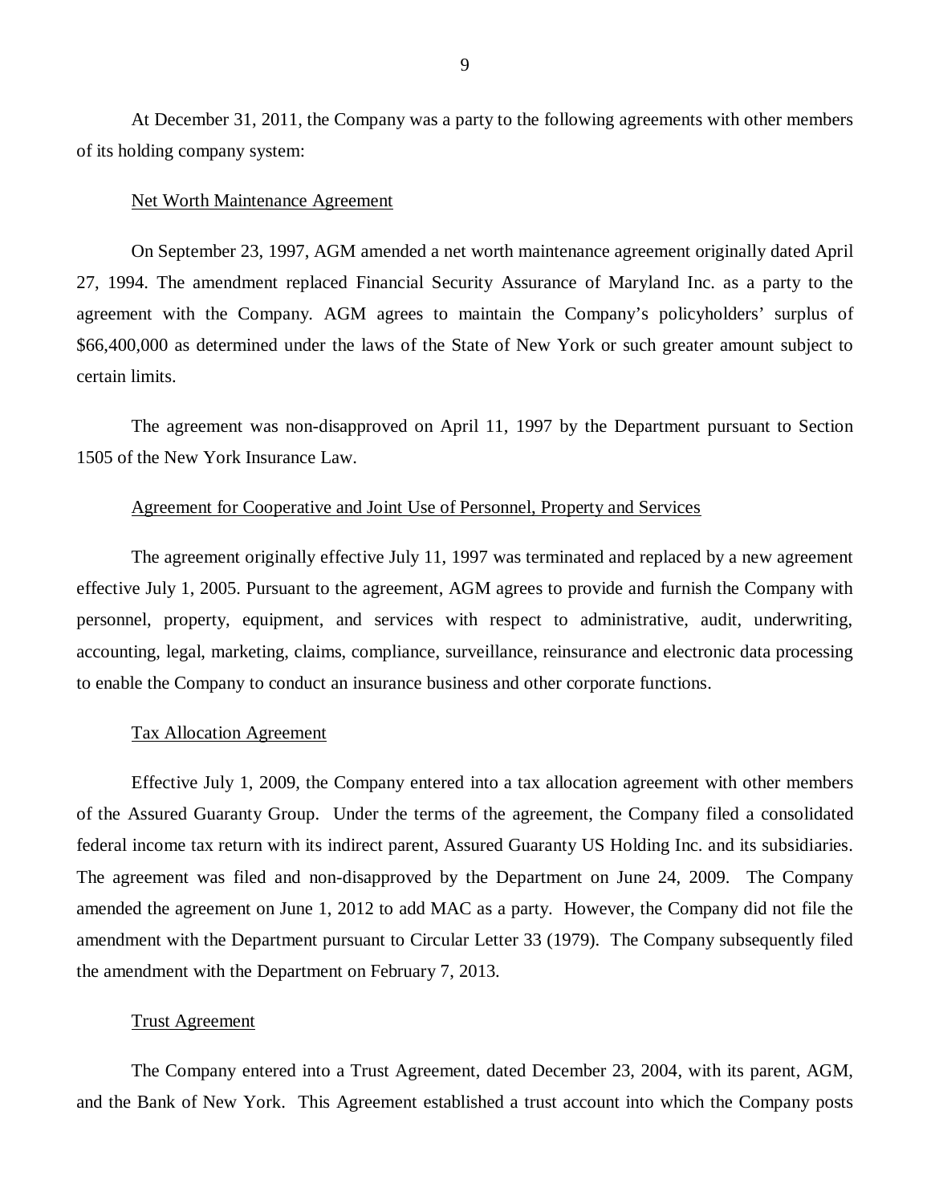At December 31, 2011, the Company was a party to the following agreements with other members of its holding company system:

Net Worth Maintenance Agreement

On September 23, 1997, AGM amended a net worth maintenance agreement originally dated April 27, 1994. The amendment replaced Financial Security Assurance of Maryland Inc. as a party to the agreement with the Company. AGM agrees to maintain the Company's policyholders' surplus of $66,400,000 as determined under the laws of the State of New York or such greater amount subject to certain limits.

The agreement was non-disapproved on April 11, 1997 by the Department pursuant to Section 1505 of the New York Insurance Law.

Agreement for Cooperative and Joint Use of Personnel, Property and Services

The agreement originally effective July 11, 1997 was terminated and replaced by a new agreement effective July 1, 2005. Pursuant to the agreement, AGM agrees to provide and furnish the Company with personnel, property, equipment, and services with respect to administrative, audit, underwriting, accounting, legal, marketing, claims, compliance, surveillance, reinsurance and electronic data processing to enable the Company to conduct an insurance business and other corporate functions.

Tax Allocation Agreement

Effective July 1, 2009, the Company entered into a tax allocation agreement with other members of the Assured Guaranty Group. Under the terms of the agreement, the Company filed a consolidated federal income tax return with its indirect parent, Assured Guaranty US Holding Inc. and its subsidiaries. The agreement was filed and non-disapproved by the Department on June 24, 2009. The Company amended the agreement on June 1, 2012 to add MAC as a party. However, the Company did not file the amendment with the Department pursuant to Circular Letter 33 (1979). The Company subsequently filed the amendment with the Department on February 7, 2013.

Trust Agreement

The Company entered into a Trust Agreement, dated December 23, 2004, with its parent, AGM, and the Bank of New York. This Agreement established a trust account into which the Company posts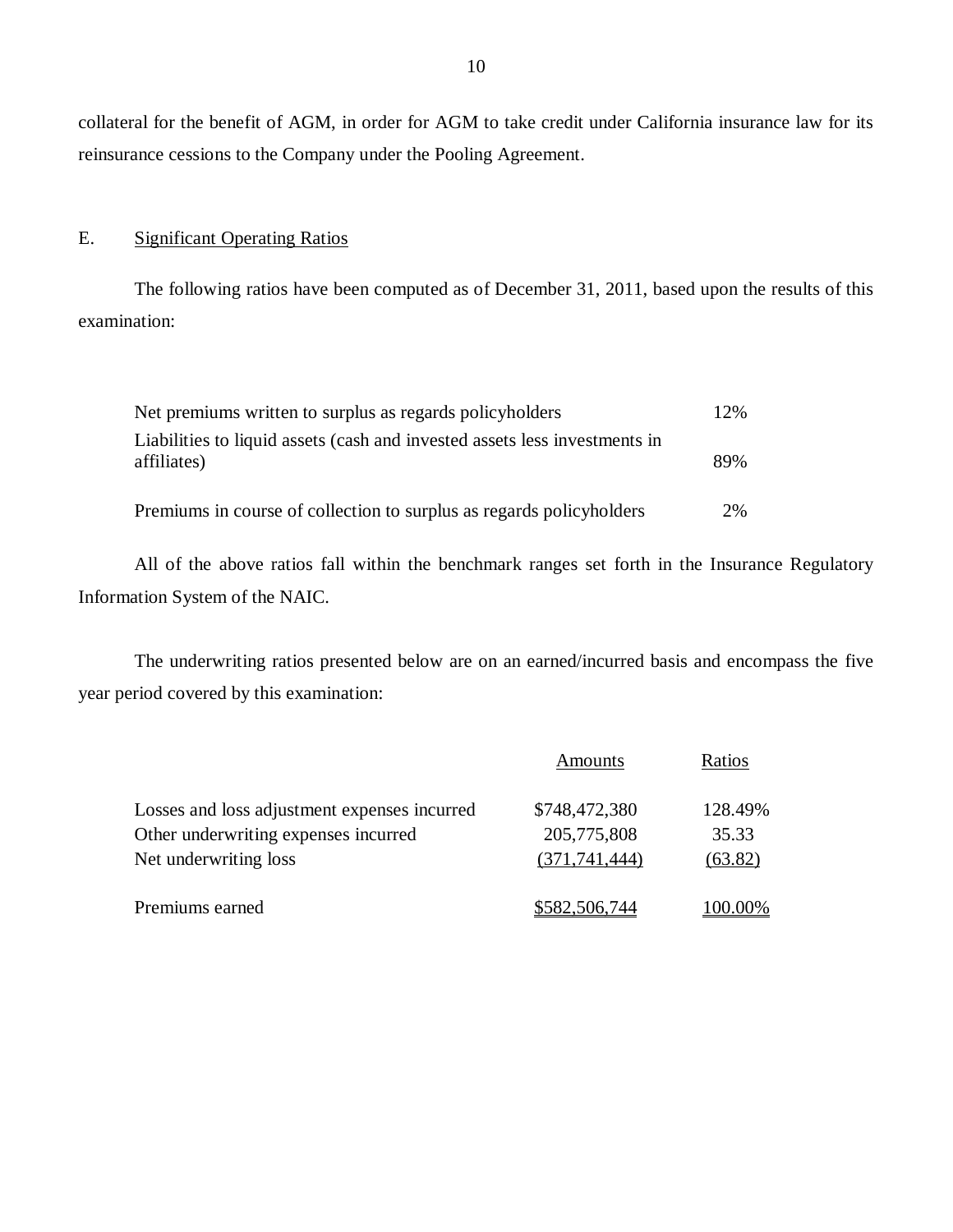collateral for the benefit of AGM, in order for AGM to take credit under California insurance law for its reinsurance cessions to the Company under the Pooling Agreement.

## E. Significant Operating Ratios

The following ratios have been computed as of December 31, 2011, based upon the results of this examination:

| | |
|---|---|
| Net premiums written to surplus as regards policyholders | 12% |
| Liabilities to liquid assets (cash and invested assets less investments in affiliates) | 89% |
| Premiums in course of collection to surplus as regards policyholders | 2% |

All of the above ratios fall within the benchmark ranges set forth in the Insurance Regulatory Information System of the NAIC.

The underwriting ratios presented below are on an earned/incurred basis and encompass the five year period covered by this examination:

| | Amounts | Ratios |
|---|---|---|
| Losses and loss adjustment expenses incurred | $748,472,380 | 128.49% |
| Other underwriting expenses incurred | 205,775,808 | 35.33 |
| Net underwriting loss | (371,741,444) | (63.82) |
| Premiums earned | $582,506,744 | 100.00% |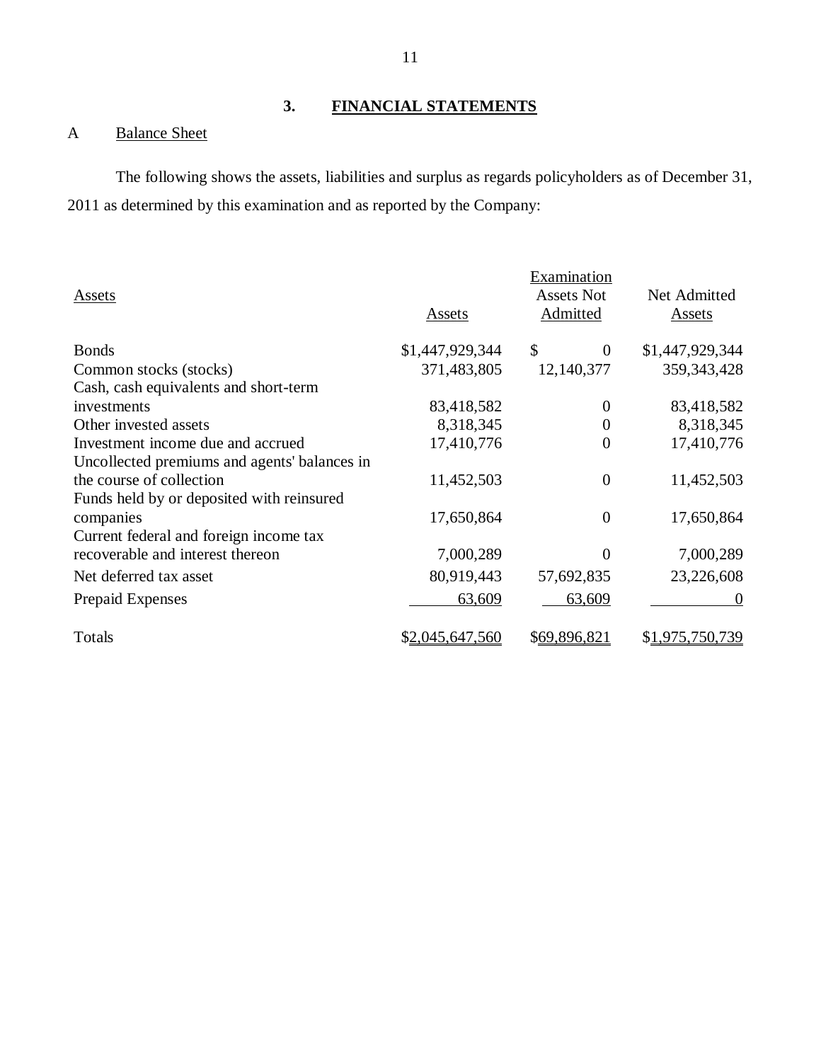## 3. FINANCIAL STATEMENTS

A Balance Sheet

The following shows the assets, liabilities and surplus as regards policyholders as of December 31, 2011 as determined by this examination and as reported by the Company:

| Assets | Assets | Examination Assets Not Admitted | Net Admitted Assets |
|---|---|---|---|
| Bonds | $1,447,929,344 | $ 0 | $1,447,929,344 |
| Common stocks (stocks) | 371,483,805 | 12,140,377 | 359,343,428 |
| Cash, cash equivalents and short-term investments | 83,418,582 | 0 | 83,418,582 |
| Other invested assets | 8,318,345 | 0 | 8,318,345 |
| Investment income due and accrued | 17,410,776 | 0 | 17,410,776 |
| Uncollected premiums and agents' balances in the course of collection | 11,452,503 | 0 | 11,452,503 |
| Funds held by or deposited with reinsured companies | 17,650,864 | 0 | 17,650,864 |
| Current federal and foreign income tax recoverable and interest thereon | 7,000,289 | 0 | 7,000,289 |
| Net deferred tax asset | 80,919,443 | 57,692,835 | 23,226,608 |
| Prepaid Expenses | 63,609 | 63,609 | 0 |
| Totals | $2,045,647,560 | $69,896,821 | $1,975,750,739 |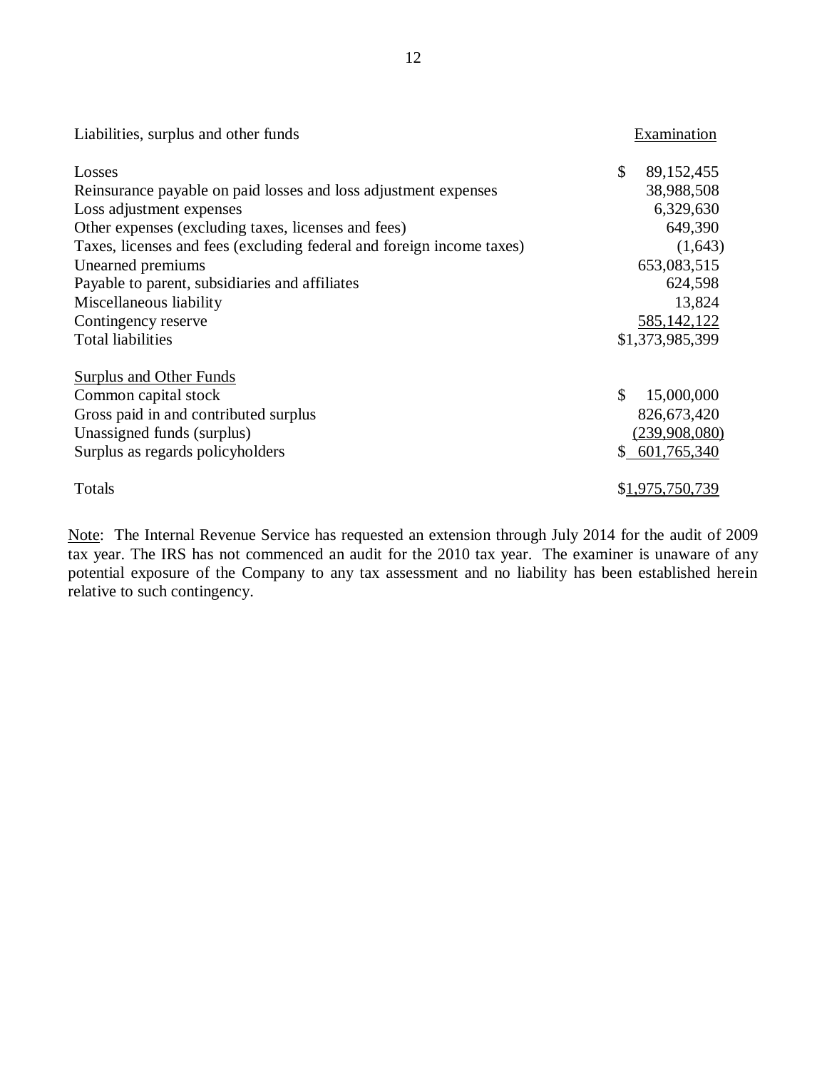| Liabilities, surplus and other funds | Examination |
|---|---|
| Losses | $ 89,152,455 |
| Reinsurance payable on paid losses and loss adjustment expenses | 38,988,508 |
| Loss adjustment expenses | 6,329,630 |
| Other expenses (excluding taxes, licenses and fees) | 649,390 |
| Taxes, licenses and fees (excluding federal and foreign income taxes) | (1,643) |
| Unearned premiums | 653,083,515 |
| Payable to parent, subsidiaries and affiliates | 624,598 |
| Miscellaneous liability | 13,824 |
| Contingency reserve | 585,142,122 |
| Total liabilities | $1,373,985,399 |
| | |
| Surplus and Other Funds | |
| Common capital stock | $ 15,000,000 |
| Gross paid in and contributed surplus | 826,673,420 |
| Unassigned funds (surplus) | (239,908,080) |
| Surplus as regards policyholders | $ 601,765,340 |
| | |
| Totals | $1,975,750,739 |

Note: The Internal Revenue Service has requested an extension through July 2014 for the audit of 2009 tax year. The IRS has not commenced an audit for the 2010 tax year. The examiner is unaware of any potential exposure of the Company to any tax assessment and no liability has been established herein relative to such contingency.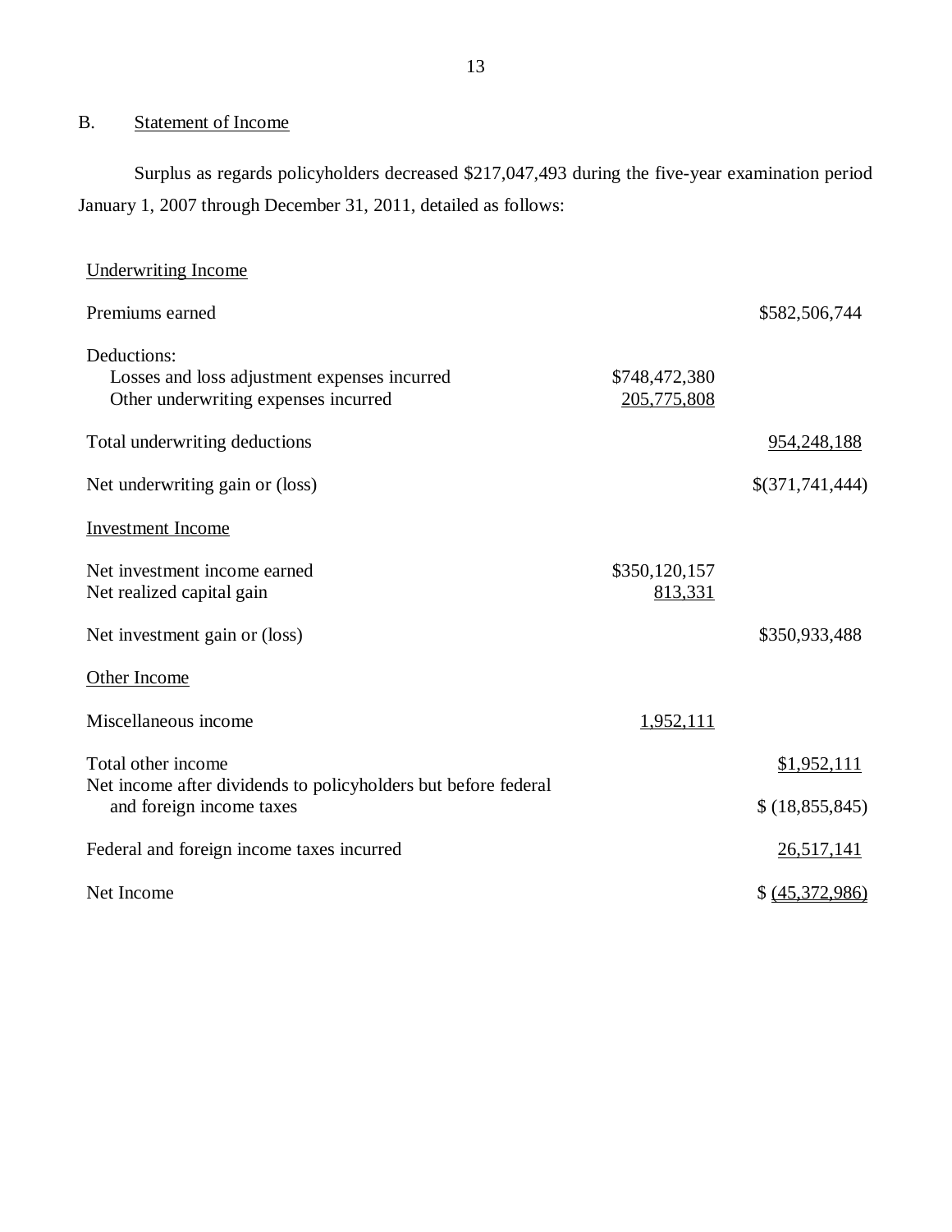## B. Statement of Income

Surplus as regards policyholders decreased $217,047,493 during the five-year examination period January 1, 2007 through December 31, 2011, detailed as follows:

| | | |
|---|---|---|
| Underwriting Income | | |
| Premiums earned | | $582,506,744 |
| Deductions: | | |
| Losses and loss adjustment expenses incurred | $748,472,380 | |
| Other underwriting expenses incurred | 205,775,808 | |
| Total underwriting deductions | | 954,248,188 |
| Net underwriting gain or (loss) | | $(371,741,444) |
| Investment Income | | |
| Net investment income earned | $350,120,157 | |
| Net realized capital gain | 813,331 | |
| Net investment gain or (loss) | | $350,933,488 |
| Other Income | | |
| Miscellaneous income | 1,952,111 | |
| Total other income | | $1,952,111 |
| Net income after dividends to policyholders but before federal and foreign income taxes | | $ (18,855,845) |
| Federal and foreign income taxes incurred | | 26,517,141 |
| Net Income | | $ (45,372,986) |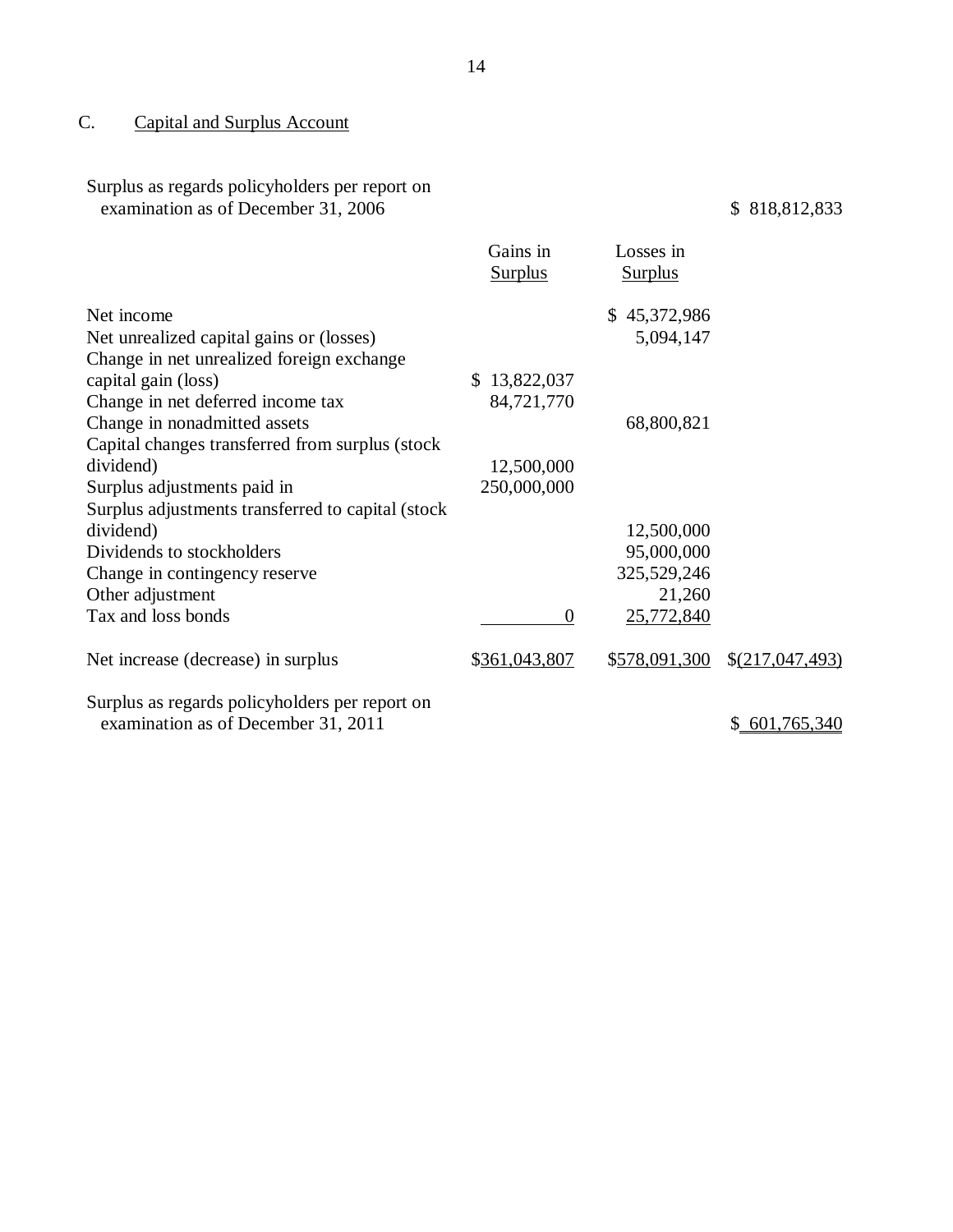## C. Capital and Surplus Account

| | Gains in Surplus | Losses in Surplus | |
|---|---|---|---|
| Surplus as regards policyholders per report on examination as of December 31, 2006 | | | $ 818,812,833 |
| Net income | | $ 45,372,986 | |
| Net unrealized capital gains or (losses) | | 5,094,147 | |
| Change in net unrealized foreign exchange capital gain (loss) | $ 13,822,037 | | |
| Change in net deferred income tax | 84,721,770 | | |
| Change in nonadmitted assets | | 68,800,821 | |
| Capital changes transferred from surplus (stock dividend) | 12,500,000 | | |
| Surplus adjustments paid in | 250,000,000 | | |
| Surplus adjustments transferred to capital (stock dividend) | | 12,500,000 | |
| Dividends to stockholders | | 95,000,000 | |
| Change in contingency reserve | | 325,529,246 | |
| Other adjustment | | 21,260 | |
| Tax and loss bonds | 0 | 25,772,840 | |
| Net increase (decrease) in surplus | $361,043,807 | $578,091,300 | $(217,047,493) |
| Surplus as regards policyholders per report on examination as of December 31, 2011 | | | $ 601,765,340 |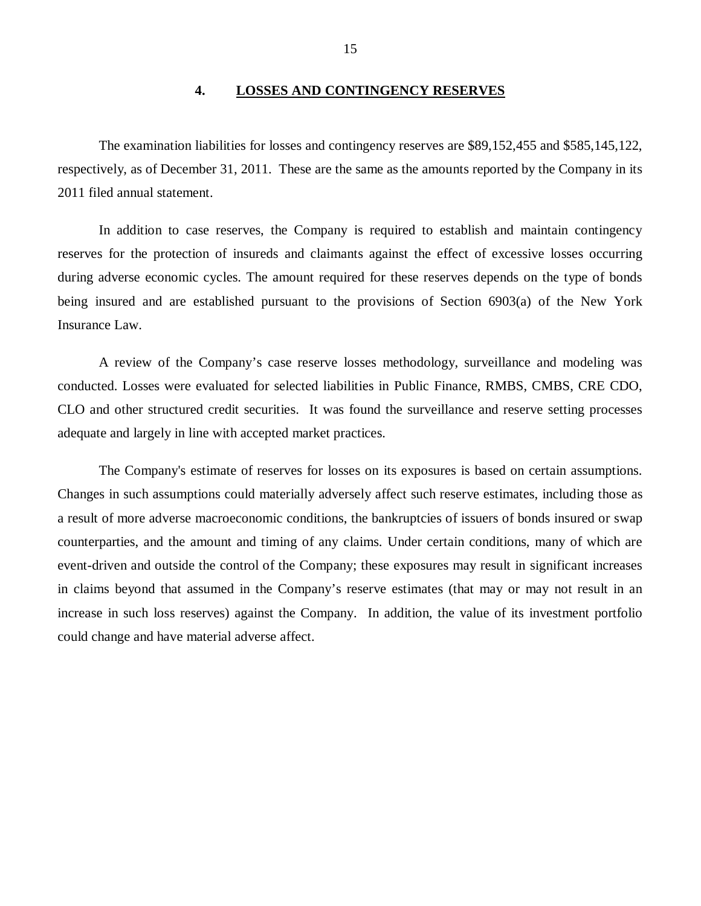## 4. LOSSES AND CONTINGENCY RESERVES

The examination liabilities for losses and contingency reserves are $89,152,455 and $585,145,122, respectively, as of December 31, 2011. These are the same as the amounts reported by the Company in its 2011 filed annual statement.

In addition to case reserves, the Company is required to establish and maintain contingency reserves for the protection of insureds and claimants against the effect of excessive losses occurring during adverse economic cycles. The amount required for these reserves depends on the type of bonds being insured and are established pursuant to the provisions of Section 6903(a) of the New York Insurance Law.

A review of the Company's case reserve losses methodology, surveillance and modeling was conducted. Losses were evaluated for selected liabilities in Public Finance, RMBS, CMBS, CRE CDO, CLO and other structured credit securities. It was found the surveillance and reserve setting processes adequate and largely in line with accepted market practices.

The Company's estimate of reserves for losses on its exposures is based on certain assumptions. Changes in such assumptions could materially adversely affect such reserve estimates, including those as a result of more adverse macroeconomic conditions, the bankruptcies of issuers of bonds insured or swap counterparties, and the amount and timing of any claims. Under certain conditions, many of which are event-driven and outside the control of the Company; these exposures may result in significant increases in claims beyond that assumed in the Company's reserve estimates (that may or may not result in an increase in such loss reserves) against the Company. In addition, the value of its investment portfolio could change and have material adverse affect.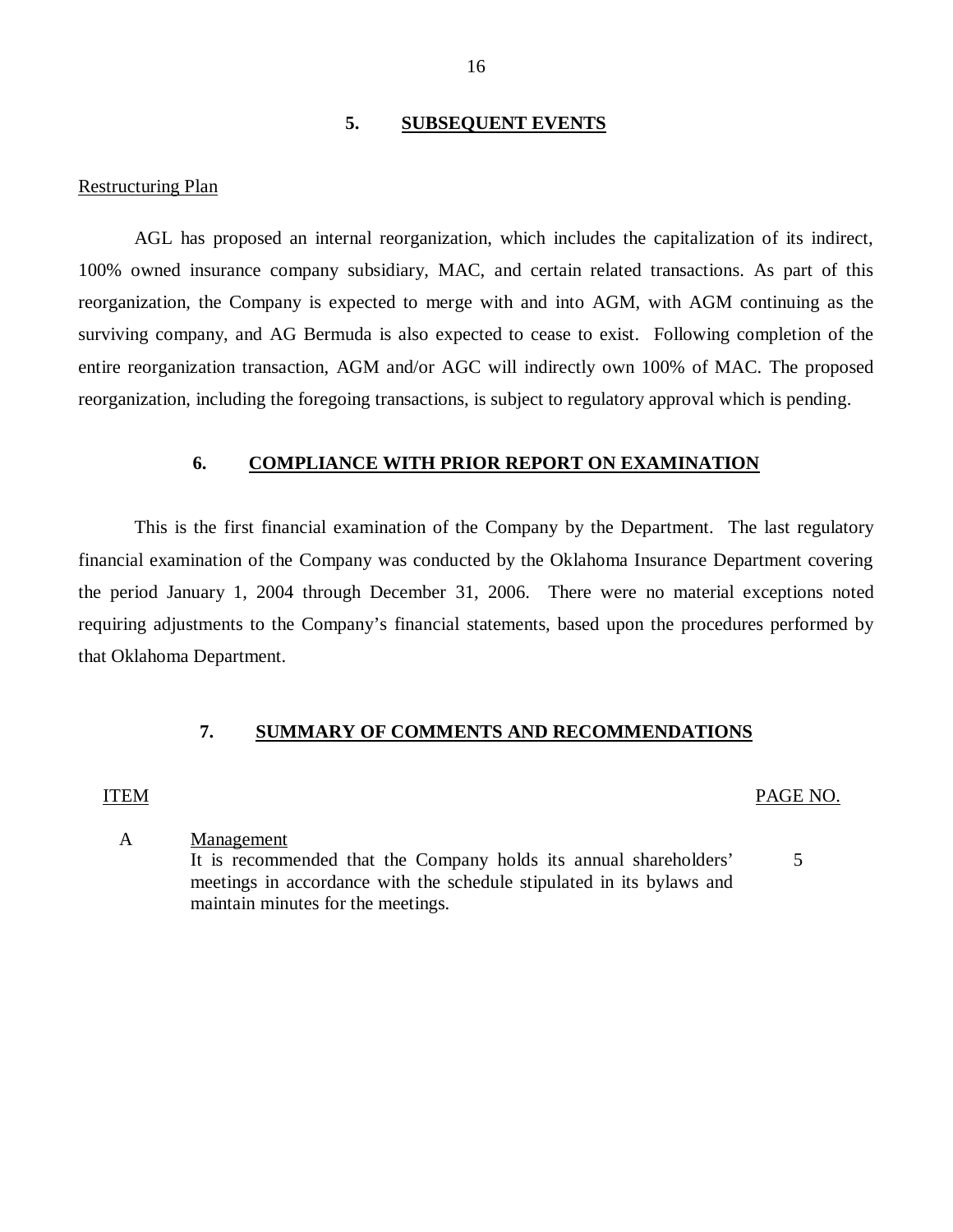## 5. SUBSEQUENT EVENTS

Restructuring Plan

AGL has proposed an internal reorganization, which includes the capitalization of its indirect, 100% owned insurance company subsidiary, MAC, and certain related transactions. As part of this reorganization, the Company is expected to merge with and into AGM, with AGM continuing as the surviving company, and AG Bermuda is also expected to cease to exist. Following completion of the entire reorganization transaction, AGM and/or AGC will indirectly own 100% of MAC. The proposed reorganization, including the foregoing transactions, is subject to regulatory approval which is pending.

## 6. COMPLIANCE WITH PRIOR REPORT ON EXAMINATION

This is the first financial examination of the Company by the Department. The last regulatory financial examination of the Company was conducted by the Oklahoma Insurance Department covering the period January 1, 2004 through December 31, 2006. There were no material exceptions noted requiring adjustments to the Company's financial statements, based upon the procedures performed by that Oklahoma Department.

## 7. SUMMARY OF COMMENTS AND RECOMMENDATIONS

| ITEM | | PAGE NO. |
|---|---|---|
| A | Management<br>It is recommended that the Company holds its annual shareholders' meetings in accordance with the schedule stipulated in its bylaws and maintain minutes for the meetings. | 5 |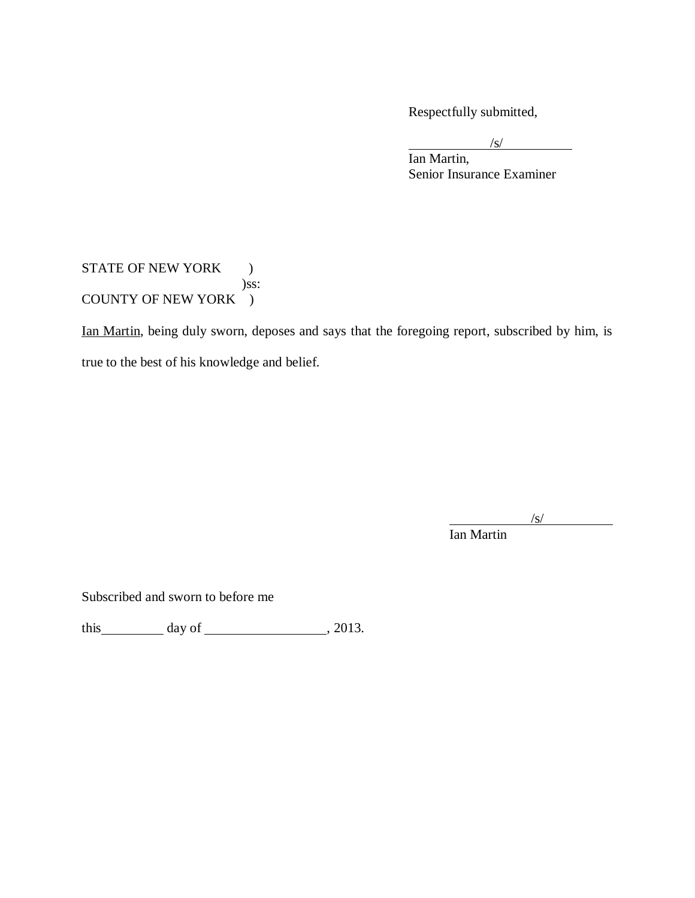Respectfully submitted,

/s/
Ian Martin,
Senior Insurance Examiner

STATE OF NEW YORK )
)ss:
COUNTY OF NEW YORK )

Ian Martin, being duly sworn, deposes and says that the foregoing report, subscribed by him, is true to the best of his knowledge and belief.

/s/
Ian Martin

Subscribed and sworn to before me

this\_\_\_\_\_\_\_\_\_ day of \_\_\_\_\_\_\_\_\_\_\_\_\_\_\_\_\_, 2013.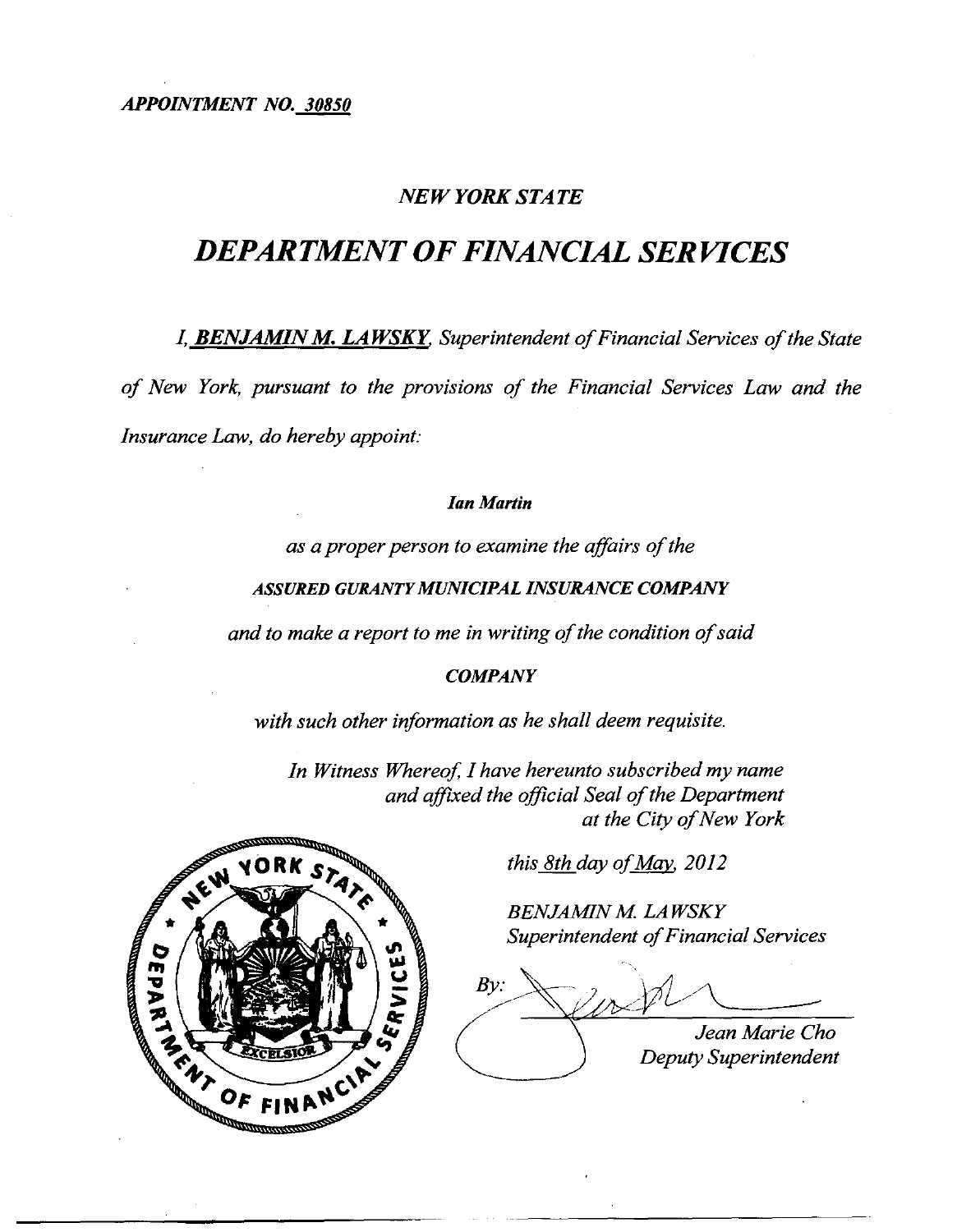*APPOINTMENT NO. 30850*

## *NEW YORK STATE*

# *DEPARTMENT OF FINANCIAL SERVICES*

*I, **BENJAMIN M. LAWSKY**, Superintendent of Financial Services of the State of New York, pursuant to the provisions of the Financial Services Law and the Insurance Law, do hereby appoint:*

***Ian Martin***

*as a proper person to examine the affairs of the*

*ASSURED GURANTY MUNICIPAL INSURANCE COMPANY*

*and to make a report to me in writing of the condition of said*

*COMPANY*

*with such other information as he shall deem requisite.*

*In Witness Whereof, I have hereunto subscribed my name and affixed the official Seal of the Department at the City of New York*

*this 8th day of May, 2012*

*BENJAMIN M. LAWSKY*
*Superintendent of Financial Services*

*By:*

*Jean Marie Cho*
*Deputy Superintendent*

NEW YORK STATE DEPARTMENT OF FINANCIAL SERVICES EXCELSIOR